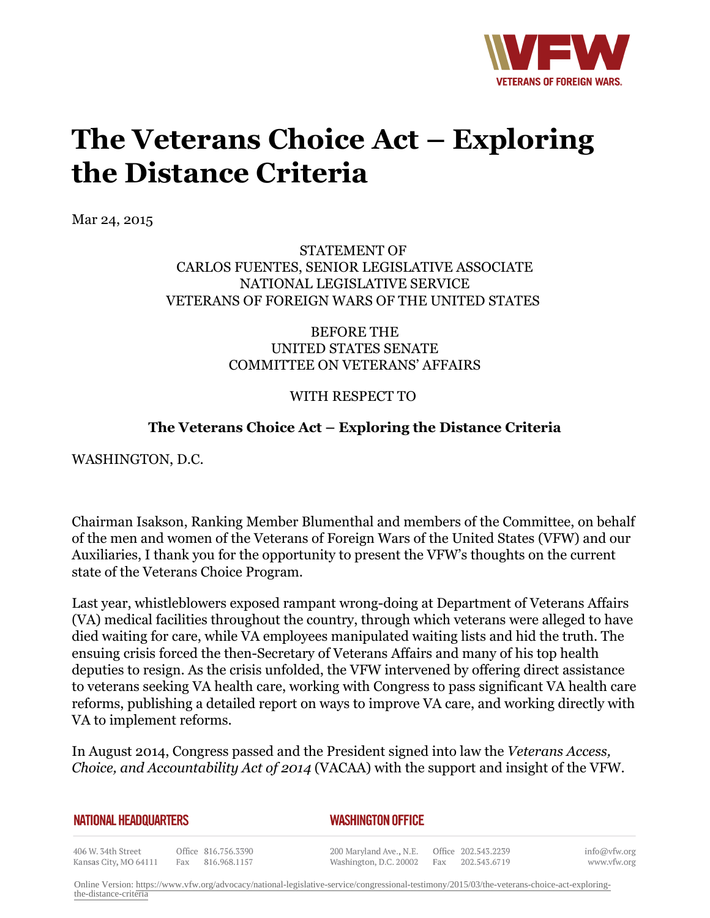# The Veterans Choice Act – Exploring the Distance Criteria

Mar 24, 2015

STATEMENT OF
CARLOS FUENTES, SENIOR LEGISLATIVE ASSOCIATE
NATIONAL LEGISLATIVE SERVICE
VETERANS OF FOREIGN WARS OF THE UNITED STATES

BEFORE THE
UNITED STATES SENATE
COMMITTEE ON VETERANS' AFFAIRS

WITH RESPECT TO

**The Veterans Choice Act – Exploring the Distance Criteria**

WASHINGTON, D.C.

Chairman Isakson, Ranking Member Blumenthal and members of the Committee, on behalf of the men and women of the Veterans of Foreign Wars of the United States (VFW) and our Auxiliaries, I thank you for the opportunity to present the VFW's thoughts on the current state of the Veterans Choice Program.

Last year, whistleblowers exposed rampant wrong-doing at Department of Veterans Affairs (VA) medical facilities throughout the country, through which veterans were alleged to have died waiting for care, while VA employees manipulated waiting lists and hid the truth. The ensuing crisis forced the then-Secretary of Veterans Affairs and many of his top health deputies to resign. As the crisis unfolded, the VFW intervened by offering direct assistance to veterans seeking VA health care, working with Congress to pass significant VA health care reforms, publishing a detailed report on ways to improve VA care, and working directly with VA to implement reforms.

In August 2014, Congress passed and the President signed into law the *Veterans Access, Choice, and Accountability Act of 2014* (VACAA) with the support and insight of the VFW.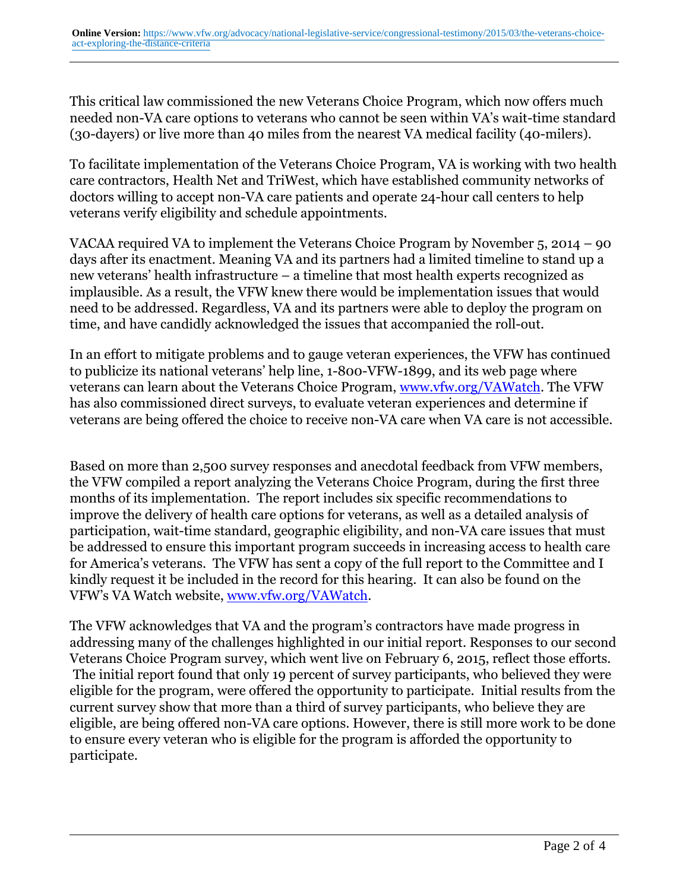This critical law commissioned the new Veterans Choice Program, which now offers much needed non-VA care options to veterans who cannot be seen within VA's wait-time standard (30-dayers) or live more than 40 miles from the nearest VA medical facility (40-milers).

To facilitate implementation of the Veterans Choice Program, VA is working with two health care contractors, Health Net and TriWest, which have established community networks of doctors willing to accept non-VA care patients and operate 24-hour call centers to help veterans verify eligibility and schedule appointments.

VACAA required VA to implement the Veterans Choice Program by November 5, 2014 – 90 days after its enactment. Meaning VA and its partners had a limited timeline to stand up a new veterans' health infrastructure – a timeline that most health experts recognized as implausible. As a result, the VFW knew there would be implementation issues that would need to be addressed. Regardless, VA and its partners were able to deploy the program on time, and have candidly acknowledged the issues that accompanied the roll-out.

In an effort to mitigate problems and to gauge veteran experiences, the VFW has continued to publicize its national veterans' help line, 1-800-VFW-1899, and its web page where veterans can learn about the Veterans Choice Program, www.vfw.org/VAWatch. The VFW has also commissioned direct surveys, to evaluate veteran experiences and determine if veterans are being offered the choice to receive non-VA care when VA care is not accessible.

Based on more than 2,500 survey responses and anecdotal feedback from VFW members, the VFW compiled a report analyzing the Veterans Choice Program, during the first three months of its implementation. The report includes six specific recommendations to improve the delivery of health care options for veterans, as well as a detailed analysis of participation, wait-time standard, geographic eligibility, and non-VA care issues that must be addressed to ensure this important program succeeds in increasing access to health care for America's veterans. The VFW has sent a copy of the full report to the Committee and I kindly request it be included in the record for this hearing. It can also be found on the VFW's VA Watch website, www.vfw.org/VAWatch.

The VFW acknowledges that VA and the program's contractors have made progress in addressing many of the challenges highlighted in our initial report. Responses to our second Veterans Choice Program survey, which went live on February 6, 2015, reflect those efforts. The initial report found that only 19 percent of survey participants, who believed they were eligible for the program, were offered the opportunity to participate. Initial results from the current survey show that more than a third of survey participants, who believe they are eligible, are being offered non-VA care options. However, there is still more work to be done to ensure every veteran who is eligible for the program is afforded the opportunity to participate.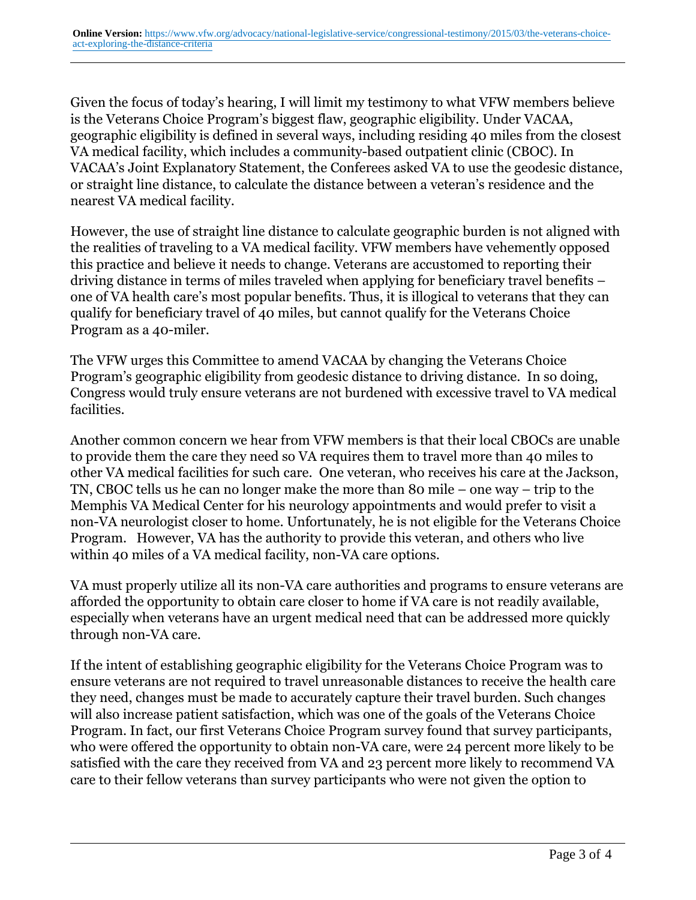Given the focus of today's hearing, I will limit my testimony to what VFW members believe is the Veterans Choice Program's biggest flaw, geographic eligibility. Under VACAA, geographic eligibility is defined in several ways, including residing 40 miles from the closest VA medical facility, which includes a community-based outpatient clinic (CBOC). In VACAA's Joint Explanatory Statement, the Conferees asked VA to use the geodesic distance, or straight line distance, to calculate the distance between a veteran's residence and the nearest VA medical facility.

However, the use of straight line distance to calculate geographic burden is not aligned with the realities of traveling to a VA medical facility. VFW members have vehemently opposed this practice and believe it needs to change. Veterans are accustomed to reporting their driving distance in terms of miles traveled when applying for beneficiary travel benefits – one of VA health care's most popular benefits. Thus, it is illogical to veterans that they can qualify for beneficiary travel of 40 miles, but cannot qualify for the Veterans Choice Program as a 40-miler.

The VFW urges this Committee to amend VACAA by changing the Veterans Choice Program's geographic eligibility from geodesic distance to driving distance. In so doing, Congress would truly ensure veterans are not burdened with excessive travel to VA medical facilities.

Another common concern we hear from VFW members is that their local CBOCs are unable to provide them the care they need so VA requires them to travel more than 40 miles to other VA medical facilities for such care. One veteran, who receives his care at the Jackson, TN, CBOC tells us he can no longer make the more than 80 mile – one way – trip to the Memphis VA Medical Center for his neurology appointments and would prefer to visit a non-VA neurologist closer to home. Unfortunately, he is not eligible for the Veterans Choice Program. However, VA has the authority to provide this veteran, and others who live within 40 miles of a VA medical facility, non-VA care options.

VA must properly utilize all its non-VA care authorities and programs to ensure veterans are afforded the opportunity to obtain care closer to home if VA care is not readily available, especially when veterans have an urgent medical need that can be addressed more quickly through non-VA care.

If the intent of establishing geographic eligibility for the Veterans Choice Program was to ensure veterans are not required to travel unreasonable distances to receive the health care they need, changes must be made to accurately capture their travel burden. Such changes will also increase patient satisfaction, which was one of the goals of the Veterans Choice Program. In fact, our first Veterans Choice Program survey found that survey participants, who were offered the opportunity to obtain non-VA care, were 24 percent more likely to be satisfied with the care they received from VA and 23 percent more likely to recommend VA care to their fellow veterans than survey participants who were not given the option to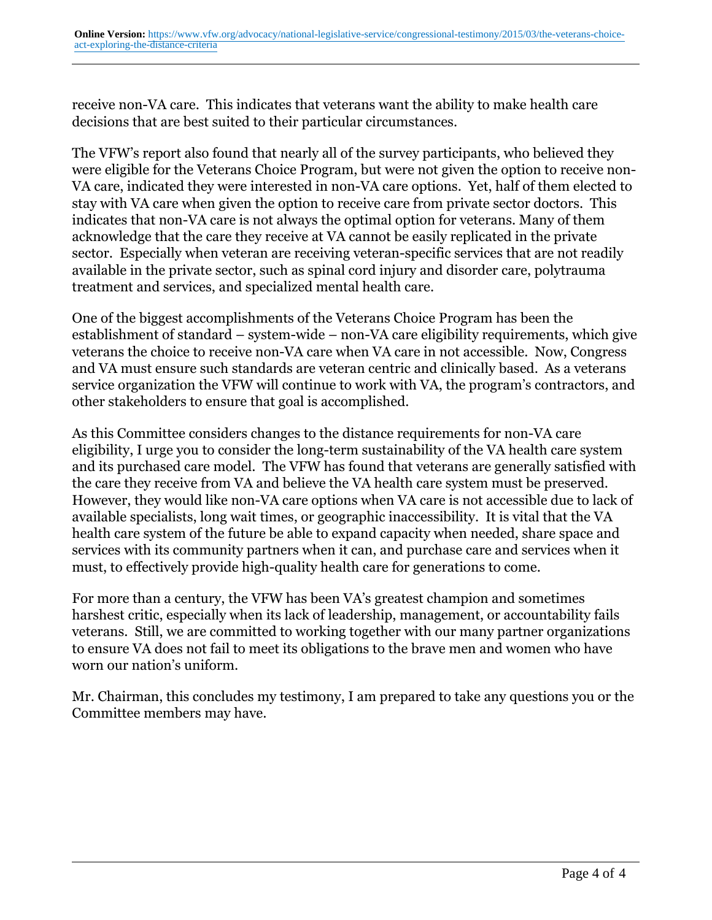receive non-VA care. This indicates that veterans want the ability to make health care decisions that are best suited to their particular circumstances.

The VFW's report also found that nearly all of the survey participants, who believed they were eligible for the Veterans Choice Program, but were not given the option to receive non-VA care, indicated they were interested in non-VA care options. Yet, half of them elected to stay with VA care when given the option to receive care from private sector doctors. This indicates that non-VA care is not always the optimal option for veterans. Many of them acknowledge that the care they receive at VA cannot be easily replicated in the private sector. Especially when veteran are receiving veteran-specific services that are not readily available in the private sector, such as spinal cord injury and disorder care, polytrauma treatment and services, and specialized mental health care.

One of the biggest accomplishments of the Veterans Choice Program has been the establishment of standard – system-wide – non-VA care eligibility requirements, which give veterans the choice to receive non-VA care when VA care in not accessible. Now, Congress and VA must ensure such standards are veteran centric and clinically based. As a veterans service organization the VFW will continue to work with VA, the program's contractors, and other stakeholders to ensure that goal is accomplished.

As this Committee considers changes to the distance requirements for non-VA care eligibility, I urge you to consider the long-term sustainability of the VA health care system and its purchased care model. The VFW has found that veterans are generally satisfied with the care they receive from VA and believe the VA health care system must be preserved. However, they would like non-VA care options when VA care is not accessible due to lack of available specialists, long wait times, or geographic inaccessibility. It is vital that the VA health care system of the future be able to expand capacity when needed, share space and services with its community partners when it can, and purchase care and services when it must, to effectively provide high-quality health care for generations to come.

For more than a century, the VFW has been VA's greatest champion and sometimes harshest critic, especially when its lack of leadership, management, or accountability fails veterans. Still, we are committed to working together with our many partner organizations to ensure VA does not fail to meet its obligations to the brave men and women who have worn our nation's uniform.

Mr. Chairman, this concludes my testimony, I am prepared to take any questions you or the Committee members may have.